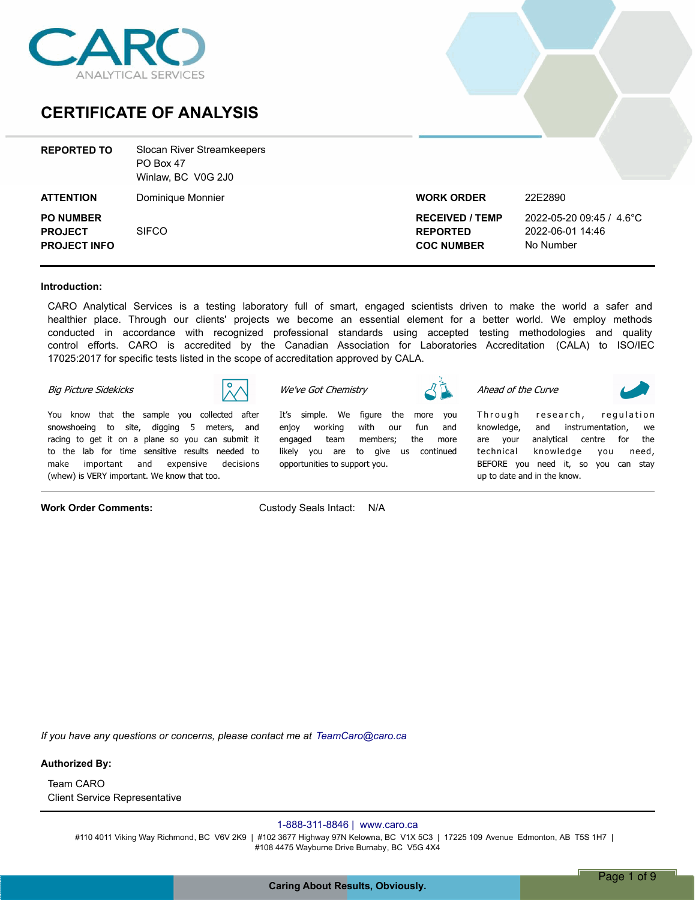CARO ANALYTICAL SERVICES

# CERTIFICATE OF ANALYSIS

| | | | |
|---|---|---|---|
| **REPORTED TO** | Slocan River Streamkeepers<br>PO Box 47<br>Winlaw, BC V0G 2J0 | | |
| **ATTENTION** | Dominique Monnier | **WORK ORDER** | 22E2890 |
| **PO NUMBER** | | **RECEIVED / TEMP** | 2022-05-20 09:45 / 4.6°C |
| **PROJECT** | SIFCO | **REPORTED** | 2022-06-01 14:46 |
| **PROJECT INFO** | | **COC NUMBER** | No Number |

**Introduction:**

CARO Analytical Services is a testing laboratory full of smart, engaged scientists driven to make the world a safer and healthier place. Through our clients' projects we become an essential element for a better world. We employ methods conducted in accordance with recognized professional standards using accepted testing methodologies and quality control efforts. CARO is accredited by the Canadian Association for Laboratories Accreditation (CALA) to ISO/IEC 17025:2017 for specific tests listed in the scope of accreditation approved by CALA.

*Big Picture Sidekicks*

You know that the sample you collected after snowshoeing to site, digging 5 meters, and racing to get it on a plane so you can submit it to the lab for time sensitive results needed to make important and expensive decisions (whew) is VERY important. We know that too.

*We've Got Chemistry*

It's simple. We figure the more you enjoy working with our fun and engaged team members; the more likely you are to give us continued opportunities to support you.

*Ahead of the Curve*

Through research, regulation knowledge, and instrumentation, we are your analytical centre for the technical knowledge you need, BEFORE you need it, so you can stay up to date and in the know.

**Work Order Comments:** Custody Seals Intact: N/A

*If you have any questions or concerns, please contact me at TeamCaro@caro.ca*

**Authorized By:**

Team CARO
Client Service Representative

1-888-311-8846 | www.caro.ca

#110 4011 Viking Way Richmond, BC V6V 2K9 | #102 3677 Highway 97N Kelowna, BC V1X 5C3 | 17225 109 Avenue Edmonton, AB T5S 1H7 | #108 4475 Wayburne Drive Burnaby, BC V5G 4X4

Caring About Results, Obviously.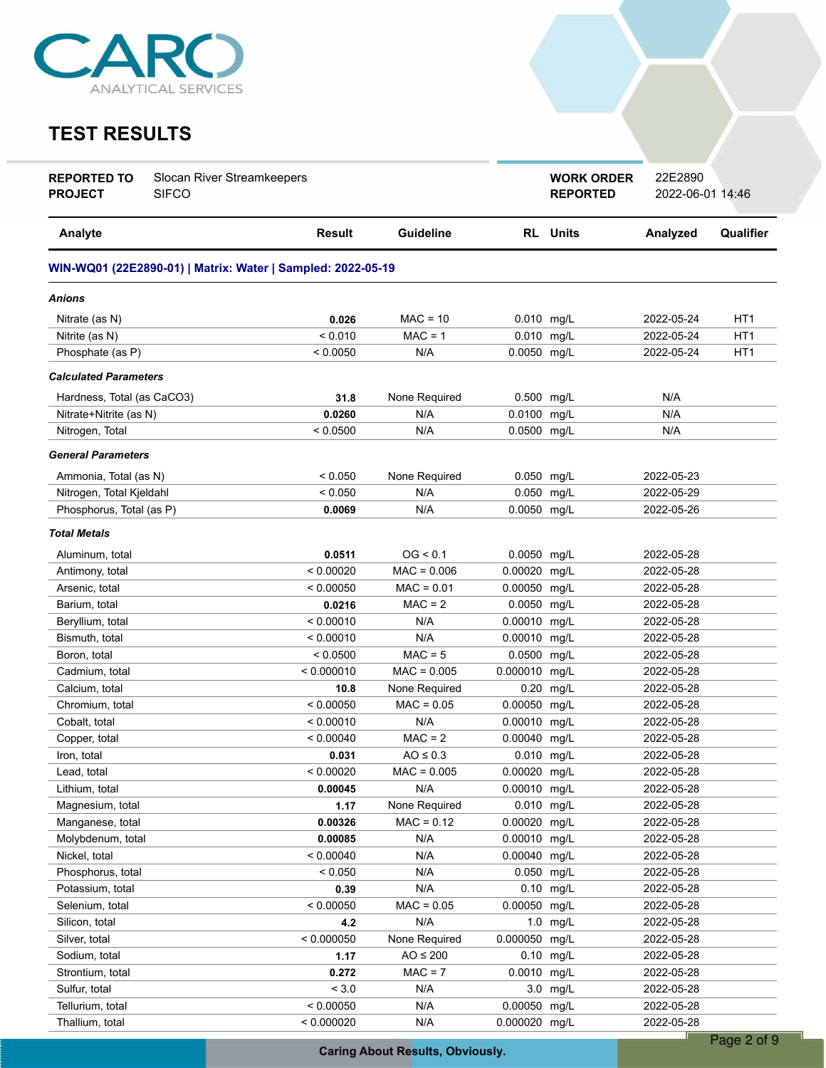CARO ANALYTICAL SERVICES

# TEST RESULTS

| | | | |
|---|---|---|---|
| **REPORTED TO** | Slocan River Streamkeepers | **WORK ORDER** | 22E2890 |
| **PROJECT** | SIFCO | **REPORTED** | 2022-06-01 14:46 |

| Analyte | Result | Guideline | RL | Units | Analyzed | Qualifier |
|---|---|---|---|---|---|---|
| **WIN-WQ01 (22E2890-01) \| Matrix: Water \| Sampled: 2022-05-19** | | | | | | |
| ***Anions*** | | | | | | |
| Nitrate (as N) | **0.026** | MAC = 10 | 0.010 | mg/L | 2022-05-24 | HT1 |
| Nitrite (as N) | < 0.010 | MAC = 1 | 0.010 | mg/L | 2022-05-24 | HT1 |
| Phosphate (as P) | < 0.0050 | N/A | 0.0050 | mg/L | 2022-05-24 | HT1 |
| ***Calculated Parameters*** | | | | | | |
| Hardness, Total (as CaCO3) | **31.8** | None Required | 0.500 | mg/L | N/A | |
| Nitrate+Nitrite (as N) | **0.0260** | N/A | 0.0100 | mg/L | N/A | |
| Nitrogen, Total | < 0.0500 | N/A | 0.0500 | mg/L | N/A | |
| ***General Parameters*** | | | | | | |
| Ammonia, Total (as N) | < 0.050 | None Required | 0.050 | mg/L | 2022-05-23 | |
| Nitrogen, Total Kjeldahl | < 0.050 | N/A | 0.050 | mg/L | 2022-05-29 | |
| Phosphorus, Total (as P) | **0.0069** | N/A | 0.0050 | mg/L | 2022-05-26 | |
| ***Total Metals*** | | | | | | |
| Aluminum, total | **0.0511** | OG < 0.1 | 0.0050 | mg/L | 2022-05-28 | |
| Antimony, total | < 0.00020 | MAC = 0.006 | 0.00020 | mg/L | 2022-05-28 | |
| Arsenic, total | < 0.00050 | MAC = 0.01 | 0.00050 | mg/L | 2022-05-28 | |
| Barium, total | **0.0216** | MAC = 2 | 0.0050 | mg/L | 2022-05-28 | |
| Beryllium, total | < 0.00010 | N/A | 0.00010 | mg/L | 2022-05-28 | |
| Bismuth, total | < 0.00010 | N/A | 0.00010 | mg/L | 2022-05-28 | |
| Boron, total | < 0.0500 | MAC = 5 | 0.0500 | mg/L | 2022-05-28 | |
| Cadmium, total | < 0.000010 | MAC = 0.005 | 0.000010 | mg/L | 2022-05-28 | |
| Calcium, total | **10.8** | None Required | 0.20 | mg/L | 2022-05-28 | |
| Chromium, total | < 0.00050 | MAC = 0.05 | 0.00050 | mg/L | 2022-05-28 | |
| Cobalt, total | < 0.00010 | N/A | 0.00010 | mg/L | 2022-05-28 | |
| Copper, total | < 0.00040 | MAC = 2 | 0.00040 | mg/L | 2022-05-28 | |
| Iron, total | **0.031** | AO ≤ 0.3 | 0.010 | mg/L | 2022-05-28 | |
| Lead, total | < 0.00020 | MAC = 0.005 | 0.00020 | mg/L | 2022-05-28 | |
| Lithium, total | **0.00045** | N/A | 0.00010 | mg/L | 2022-05-28 | |
| Magnesium, total | **1.17** | None Required | 0.010 | mg/L | 2022-05-28 | |
| Manganese, total | **0.00326** | MAC = 0.12 | 0.00020 | mg/L | 2022-05-28 | |
| Molybdenum, total | **0.00085** | N/A | 0.00010 | mg/L | 2022-05-28 | |
| Nickel, total | < 0.00040 | N/A | 0.00040 | mg/L | 2022-05-28 | |
| Phosphorus, total | < 0.050 | N/A | 0.050 | mg/L | 2022-05-28 | |
| Potassium, total | **0.39** | N/A | 0.10 | mg/L | 2022-05-28 | |
| Selenium, total | < 0.00050 | MAC = 0.05 | 0.00050 | mg/L | 2022-05-28 | |
| Silicon, total | **4.2** | N/A | 1.0 | mg/L | 2022-05-28 | |
| Silver, total | < 0.000050 | None Required | 0.000050 | mg/L | 2022-05-28 | |
| Sodium, total | **1.17** | AO ≤ 200 | 0.10 | mg/L | 2022-05-28 | |
| Strontium, total | **0.272** | MAC = 7 | 0.0010 | mg/L | 2022-05-28 | |
| Sulfur, total | < 3.0 | N/A | 3.0 | mg/L | 2022-05-28 | |
| Tellurium, total | < 0.00050 | N/A | 0.00050 | mg/L | 2022-05-28 | |
| Thallium, total | < 0.000020 | N/A | 0.000020 | mg/L | 2022-05-28 | |

Caring About Results, Obviously.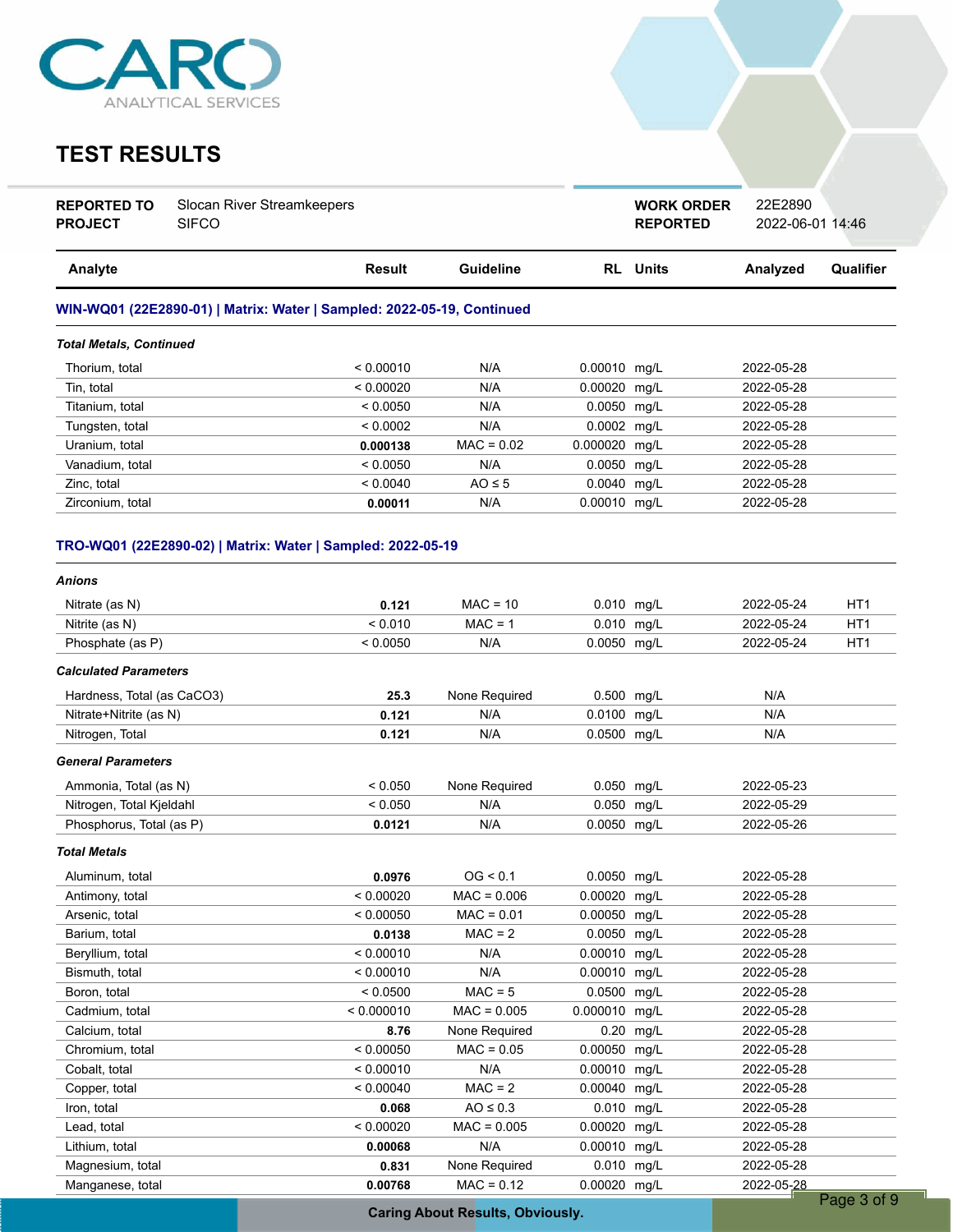# TEST RESULTS

| | | | |
|---|---|---|---|
| **REPORTED TO** | Slocan River Streamkeepers | **WORK ORDER** | 22E2890 |
| **PROJECT** | SIFCO | **REPORTED** | 2022-06-01 14:46 |

| Analyte | Result | Guideline | RL | Units | Analyzed | Qualifier |
|---|---|---|---|---|---|---|
| **WIN-WQ01 (22E2890-01) \| Matrix: Water \| Sampled: 2022-05-19, Continued** | | | | | | |
| ***Total Metals, Continued*** | | | | | | |
| Thorium, total | < 0.00010 | N/A | 0.00010 | mg/L | 2022-05-28 | |
| Tin, total | < 0.00020 | N/A | 0.00020 | mg/L | 2022-05-28 | |
| Titanium, total | < 0.0050 | N/A | 0.0050 | mg/L | 2022-05-28 | |
| Tungsten, total | < 0.0002 | N/A | 0.0002 | mg/L | 2022-05-28 | |
| Uranium, total | **0.000138** | MAC = 0.02 | 0.000020 | mg/L | 2022-05-28 | |
| Vanadium, total | < 0.0050 | N/A | 0.0050 | mg/L | 2022-05-28 | |
| Zinc, total | < 0.0040 | AO ≤ 5 | 0.0040 | mg/L | 2022-05-28 | |
| Zirconium, total | **0.00011** | N/A | 0.00010 | mg/L | 2022-05-28 | |
| **TRO-WQ01 (22E2890-02) \| Matrix: Water \| Sampled: 2022-05-19** | | | | | | |
| ***Anions*** | | | | | | |
| Nitrate (as N) | **0.121** | MAC = 10 | 0.010 | mg/L | 2022-05-24 | HT1 |
| Nitrite (as N) | < 0.010 | MAC = 1 | 0.010 | mg/L | 2022-05-24 | HT1 |
| Phosphate (as P) | < 0.0050 | N/A | 0.0050 | mg/L | 2022-05-24 | HT1 |
| ***Calculated Parameters*** | | | | | | |
| Hardness, Total (as CaCO3) | **25.3** | None Required | 0.500 | mg/L | N/A | |
| Nitrate+Nitrite (as N) | **0.121** | N/A | 0.0100 | mg/L | N/A | |
| Nitrogen, Total | **0.121** | N/A | 0.0500 | mg/L | N/A | |
| ***General Parameters*** | | | | | | |
| Ammonia, Total (as N) | < 0.050 | None Required | 0.050 | mg/L | 2022-05-23 | |
| Nitrogen, Total Kjeldahl | < 0.050 | N/A | 0.050 | mg/L | 2022-05-29 | |
| Phosphorus, Total (as P) | **0.0121** | N/A | 0.0050 | mg/L | 2022-05-26 | |
| ***Total Metals*** | | | | | | |
| Aluminum, total | **0.0976** | OG < 0.1 | 0.0050 | mg/L | 2022-05-28 | |
| Antimony, total | < 0.00020 | MAC = 0.006 | 0.00020 | mg/L | 2022-05-28 | |
| Arsenic, total | < 0.00050 | MAC = 0.01 | 0.00050 | mg/L | 2022-05-28 | |
| Barium, total | **0.0138** | MAC = 2 | 0.0050 | mg/L | 2022-05-28 | |
| Beryllium, total | < 0.00010 | N/A | 0.00010 | mg/L | 2022-05-28 | |
| Bismuth, total | < 0.00010 | N/A | 0.00010 | mg/L | 2022-05-28 | |
| Boron, total | < 0.0500 | MAC = 5 | 0.0500 | mg/L | 2022-05-28 | |
| Cadmium, total | < 0.000010 | MAC = 0.005 | 0.000010 | mg/L | 2022-05-28 | |
| Calcium, total | **8.76** | None Required | 0.20 | mg/L | 2022-05-28 | |
| Chromium, total | < 0.00050 | MAC = 0.05 | 0.00050 | mg/L | 2022-05-28 | |
| Cobalt, total | < 0.00010 | N/A | 0.00010 | mg/L | 2022-05-28 | |
| Copper, total | < 0.00040 | MAC = 2 | 0.00040 | mg/L | 2022-05-28 | |
| Iron, total | **0.068** | AO ≤ 0.3 | 0.010 | mg/L | 2022-05-28 | |
| Lead, total | < 0.00020 | MAC = 0.005 | 0.00020 | mg/L | 2022-05-28 | |
| Lithium, total | **0.00068** | N/A | 0.00010 | mg/L | 2022-05-28 | |
| Magnesium, total | **0.831** | None Required | 0.010 | mg/L | 2022-05-28 | |
| Manganese, total | **0.00768** | MAC = 0.12 | 0.00020 | mg/L | 2022-05-28 | |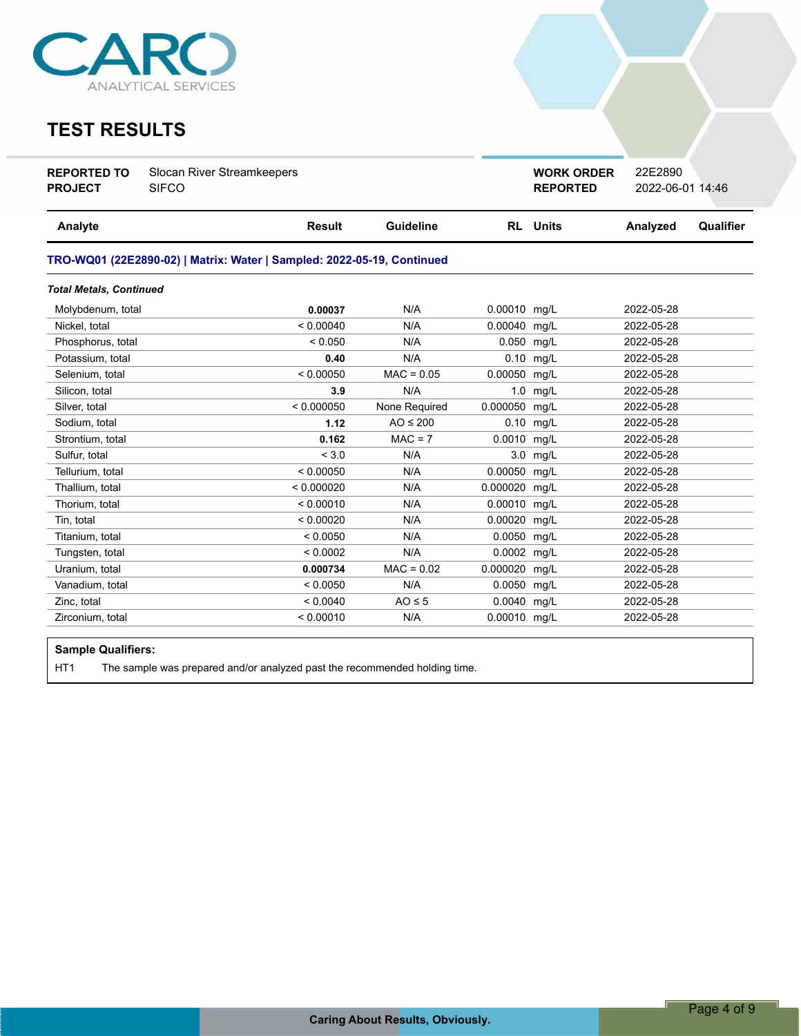CARO ANALYTICAL SERVICES

# TEST RESULTS

| | | | |
|---|---|---|---|
| **REPORTED TO** | Slocan River Streamkeepers | **WORK ORDER** | 22E2890 |
| **PROJECT** | SIFCO | **REPORTED** | 2022-06-01 14:46 |

| Analyte | Result | Guideline | RL | Units | Analyzed | Qualifier |
|---|---|---|---|---|---|---|
| **TRO-WQ01 (22E2890-02) \| Matrix: Water \| Sampled: 2022-05-19, Continued** | | | | | | |
| ***Total Metals, Continued*** | | | | | | |
| Molybdenum, total | **0.00037** | N/A | 0.00010 | mg/L | 2022-05-28 | |
| Nickel, total | < 0.00040 | N/A | 0.00040 | mg/L | 2022-05-28 | |
| Phosphorus, total | < 0.050 | N/A | 0.050 | mg/L | 2022-05-28 | |
| Potassium, total | **0.40** | N/A | 0.10 | mg/L | 2022-05-28 | |
| Selenium, total | < 0.00050 | MAC = 0.05 | 0.00050 | mg/L | 2022-05-28 | |
| Silicon, total | **3.9** | N/A | 1.0 | mg/L | 2022-05-28 | |
| Silver, total | < 0.000050 | None Required | 0.000050 | mg/L | 2022-05-28 | |
| Sodium, total | **1.12** | AO ≤ 200 | 0.10 | mg/L | 2022-05-28 | |
| Strontium, total | **0.162** | MAC = 7 | 0.0010 | mg/L | 2022-05-28 | |
| Sulfur, total | < 3.0 | N/A | 3.0 | mg/L | 2022-05-28 | |
| Tellurium, total | < 0.00050 | N/A | 0.00050 | mg/L | 2022-05-28 | |
| Thallium, total | < 0.000020 | N/A | 0.000020 | mg/L | 2022-05-28 | |
| Thorium, total | < 0.00010 | N/A | 0.00010 | mg/L | 2022-05-28 | |
| Tin, total | < 0.00020 | N/A | 0.00020 | mg/L | 2022-05-28 | |
| Titanium, total | < 0.0050 | N/A | 0.0050 | mg/L | 2022-05-28 | |
| Tungsten, total | < 0.0002 | N/A | 0.0002 | mg/L | 2022-05-28 | |
| Uranium, total | **0.000734** | MAC = 0.02 | 0.000020 | mg/L | 2022-05-28 | |
| Vanadium, total | < 0.0050 | N/A | 0.0050 | mg/L | 2022-05-28 | |
| Zinc, total | < 0.0040 | AO ≤ 5 | 0.0040 | mg/L | 2022-05-28 | |
| Zirconium, total | < 0.00010 | N/A | 0.00010 | mg/L | 2022-05-28 | |

**Sample Qualifiers:**

HT1 The sample was prepared and/or analyzed past the recommended holding time.

Caring About Results, Obviously.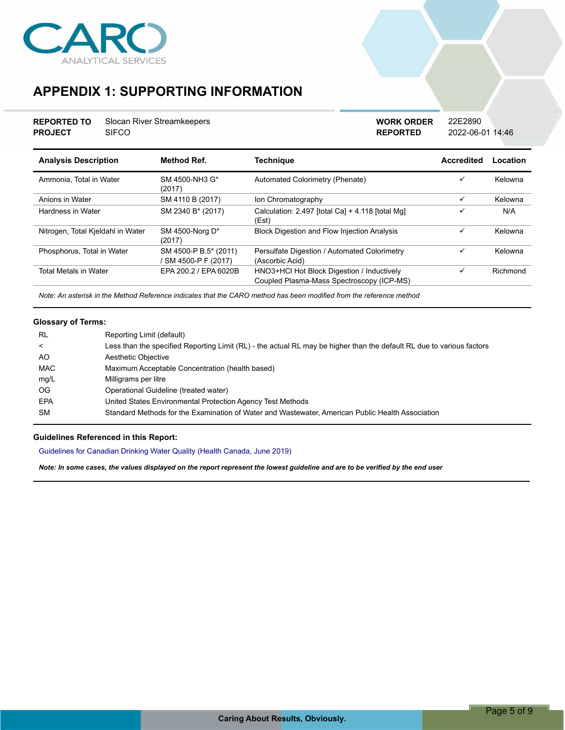CARO ANALYTICAL SERVICES

# APPENDIX 1: SUPPORTING INFORMATION

| | | | |
|---|---|---|---|
| **REPORTED TO** | Slocan River Streamkeepers | **WORK ORDER** | 22E2890 |
| **PROJECT** | SIFCO | **REPORTED** | 2022-06-01 14:46 |

| Analysis Description | Method Ref. | Technique | Accredited | Location |
|---|---|---|---|---|
| Ammonia, Total in Water | SM 4500-NH3 G* (2017) | Automated Colorimetry (Phenate) | ✓ | Kelowna |
| Anions in Water | SM 4110 B (2017) | Ion Chromatography | ✓ | Kelowna |
| Hardness in Water | SM 2340 B* (2017) | Calculation: 2.497 [total Ca] + 4.118 [total Mg] (Est) | ✓ | N/A |
| Nitrogen, Total Kjeldahl in Water | SM 4500-Norg D* (2017) | Block Digestion and Flow Injection Analysis | ✓ | Kelowna |
| Phosphorus, Total in Water | SM 4500-P B.5* (2011) / SM 4500-P F (2017) | Persulfate Digestion / Automated Colorimetry (Ascorbic Acid) | ✓ | Kelowna |
| Total Metals in Water | EPA 200.2 / EPA 6020B | HNO3+HCl Hot Block Digestion / Inductively Coupled Plasma-Mass Spectroscopy (ICP-MS) | ✓ | Richmond |

*Note: An asterisk in the Method Reference indicates that the CARO method has been modified from the reference method*

### Glossary of Terms:

| | |
|---|---|
| RL | Reporting Limit (default) |
| < | Less than the specified Reporting Limit (RL) - the actual RL may be higher than the default RL due to various factors |
| AO | Aesthetic Objective |
| MAC | Maximum Acceptable Concentration (health based) |
| mg/L | Milligrams per litre |
| OG | Operational Guideline (treated water) |
| EPA | United States Environmental Protection Agency Test Methods |
| SM | Standard Methods for the Examination of Water and Wastewater, American Public Health Association |

### Guidelines Referenced in this Report:

Guidelines for Canadian Drinking Water Quality (Health Canada, June 2019)

***Note: In some cases, the values displayed on the report represent the lowest guideline and are to be verified by the end user***

Caring About Results, Obviously.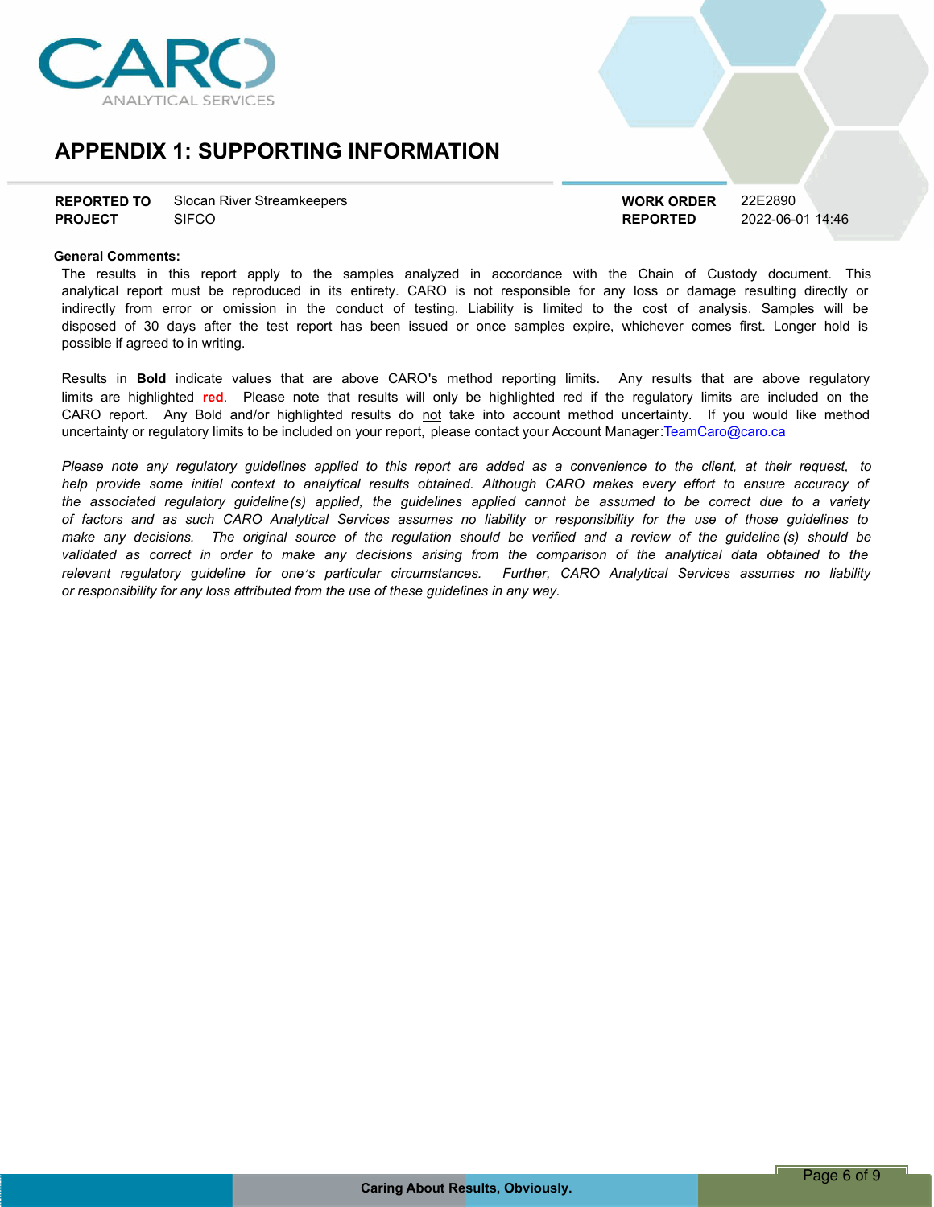# APPENDIX 1: SUPPORTING INFORMATION

| | | | |
|---|---|---|---|
| **REPORTED TO** | Slocan River Streamkeepers | **WORK ORDER** | 22E2890 |
| **PROJECT** | SIFCO | **REPORTED** | 2022-06-01 14:46 |

**General Comments:**

The results in this report apply to the samples analyzed in accordance with the Chain of Custody document. This analytical report must be reproduced in its entirety. CARO is not responsible for any loss or damage resulting directly or indirectly from error or omission in the conduct of testing. Liability is limited to the cost of analysis. Samples will be disposed of 30 days after the test report has been issued or once samples expire, whichever comes first. Longer hold is possible if agreed to in writing.

Results in **Bold** indicate values that are above CARO's method reporting limits. Any results that are above regulatory limits are highlighted **red**. Please note that results will only be highlighted red if the regulatory limits are included on the CARO report. Any Bold and/or highlighted results do not take into account method uncertainty. If you would like method uncertainty or regulatory limits to be included on your report, please contact your Account Manager: TeamCaro@caro.ca

*Please note any regulatory guidelines applied to this report are added as a convenience to the client, at their request, to help provide some initial context to analytical results obtained. Although CARO makes every effort to ensure accuracy of the associated regulatory guideline(s) applied, the guidelines applied cannot be assumed to be correct due to a variety of factors and as such CARO Analytical Services assumes no liability or responsibility for the use of those guidelines to make any decisions. The original source of the regulation should be verified and a review of the guideline (s) should be validated as correct in order to make any decisions arising from the comparison of the analytical data obtained to the relevant regulatory guideline for one's particular circumstances. Further, CARO Analytical Services assumes no liability or responsibility for any loss attributed from the use of these guidelines in any way.*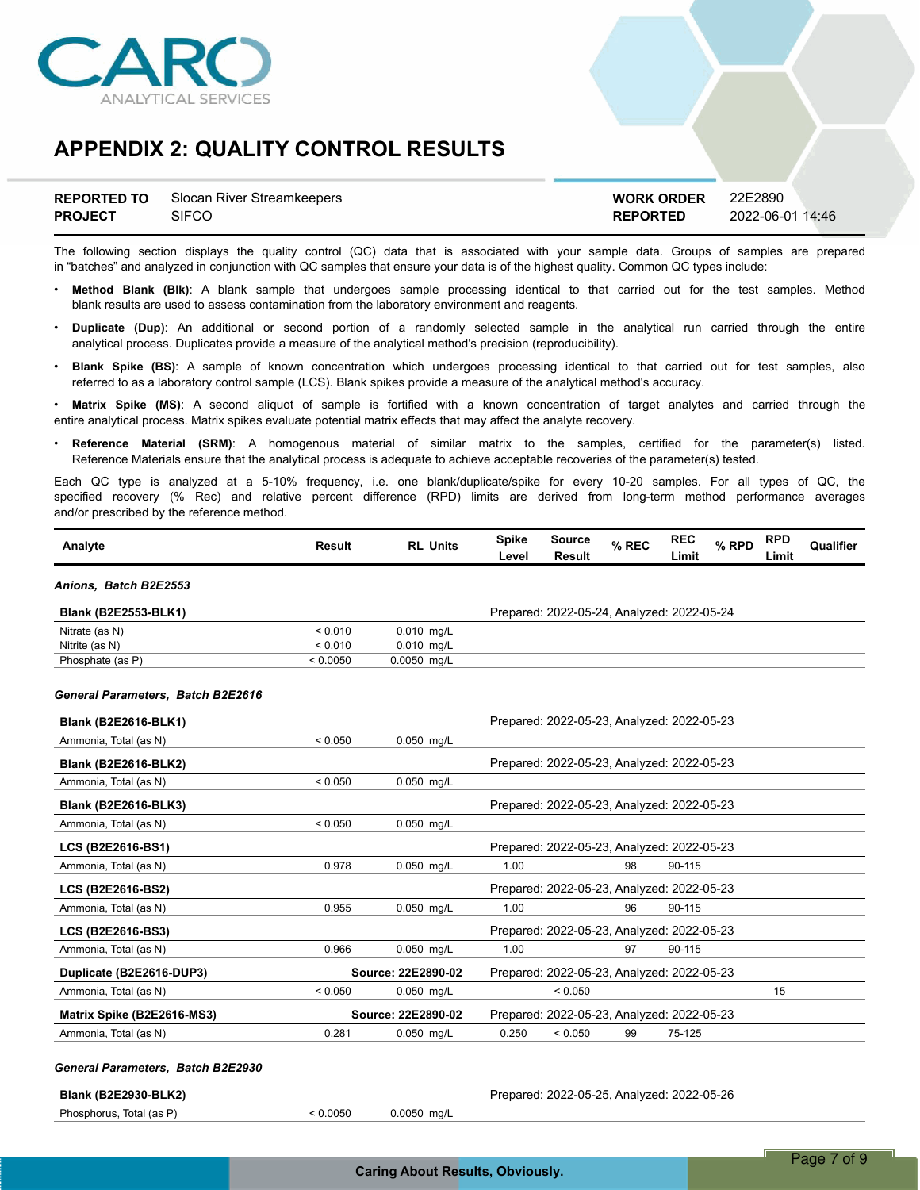# APPENDIX 2: QUALITY CONTROL RESULTS

| | | | |
|---|---|---|---|
| **REPORTED TO** | Slocan River Streamkeepers | **WORK ORDER** | 22E2890 |
| **PROJECT** | SIFCO | **REPORTED** | 2022-06-01 14:46 |

The following section displays the quality control (QC) data that is associated with your sample data. Groups of samples are prepared in "batches" and analyzed in conjunction with QC samples that ensure your data is of the highest quality. Common QC types include:

- **Method Blank (Blk)**: A blank sample that undergoes sample processing identical to that carried out for the test samples. Method blank results are used to assess contamination from the laboratory environment and reagents.
- **Duplicate (Dup)**: An additional or second portion of a randomly selected sample in the analytical run carried through the entire analytical process. Duplicates provide a measure of the analytical method's precision (reproducibility).
- **Blank Spike (BS)**: A sample of known concentration which undergoes processing identical to that carried out for test samples, also referred to as a laboratory control sample (LCS). Blank spikes provide a measure of the analytical method's accuracy.
- **Matrix Spike (MS)**: A second aliquot of sample is fortified with a known concentration of target analytes and carried through the entire analytical process. Matrix spikes evaluate potential matrix effects that may affect the analyte recovery.
- **Reference Material (SRM)**: A homogenous material of similar matrix to the samples, certified for the parameter(s) listed. Reference Materials ensure that the analytical process is adequate to achieve acceptable recoveries of the parameter(s) tested.

Each QC type is analyzed at a 5-10% frequency, i.e. one blank/duplicate/spike for every 10-20 samples. For all types of QC, the specified recovery (% Rec) and relative percent difference (RPD) limits are derived from long-term method performance averages and/or prescribed by the reference method.

| Analyte | Result | RL | Units | Spike Level | Source Result | % REC | REC Limit | % RPD | RPD Limit | Qualifier |
|---|---|---|---|---|---|---|---|---|---|---|
| ***Anions, Batch B2E2553*** | | | | | | | | | | |
| **Blank (B2E2553-BLK1)** | | | | Prepared: 2022-05-24, Analyzed: 2022-05-24 | | | | | | |
| Nitrate (as N) | < 0.010 | 0.010 | mg/L | | | | | | | |
| Nitrite (as N) | < 0.010 | 0.010 | mg/L | | | | | | | |
| Phosphate (as P) | < 0.0050 | 0.0050 | mg/L | | | | | | | |
| ***General Parameters, Batch B2E2616*** | | | | | | | | | | |
| **Blank (B2E2616-BLK1)** | | | | Prepared: 2022-05-23, Analyzed: 2022-05-23 | | | | | | |
| Ammonia, Total (as N) | < 0.050 | 0.050 | mg/L | | | | | | | |
| **Blank (B2E2616-BLK2)** | | | | Prepared: 2022-05-23, Analyzed: 2022-05-23 | | | | | | |
| Ammonia, Total (as N) | < 0.050 | 0.050 | mg/L | | | | | | | |
| **Blank (B2E2616-BLK3)** | | | | Prepared: 2022-05-23, Analyzed: 2022-05-23 | | | | | | |
| Ammonia, Total (as N) | < 0.050 | 0.050 | mg/L | | | | | | | |
| **LCS (B2E2616-BS1)** | | | | Prepared: 2022-05-23, Analyzed: 2022-05-23 | | | | | | |
| Ammonia, Total (as N) | 0.978 | 0.050 | mg/L | 1.00 | | 98 | 90-115 | | | |
| **LCS (B2E2616-BS2)** | | | | Prepared: 2022-05-23, Analyzed: 2022-05-23 | | | | | | |
| Ammonia, Total (as N) | 0.955 | 0.050 | mg/L | 1.00 | | 96 | 90-115 | | | |
| **LCS (B2E2616-BS3)** | | | | Prepared: 2022-05-23, Analyzed: 2022-05-23 | | | | | | |
| Ammonia, Total (as N) | 0.966 | 0.050 | mg/L | 1.00 | | 97 | 90-115 | | | |
| **Duplicate (B2E2616-DUP3)** | | **Source: 22E2890-02** | | Prepared: 2022-05-23, Analyzed: 2022-05-23 | | | | | | |
| Ammonia, Total (as N) | < 0.050 | 0.050 | mg/L | | < 0.050 | | | | 15 | |
| **Matrix Spike (B2E2616-MS3)** | | **Source: 22E2890-02** | | Prepared: 2022-05-23, Analyzed: 2022-05-23 | | | | | | |
| Ammonia, Total (as N) | 0.281 | 0.050 | mg/L | 0.250 | < 0.050 | 99 | 75-125 | | | |
| ***General Parameters, Batch B2E2930*** | | | | | | | | | | |
| **Blank (B2E2930-BLK2)** | | | | Prepared: 2022-05-25, Analyzed: 2022-05-26 | | | | | | |
| Phosphorus, Total (as P) | < 0.0050 | 0.0050 | mg/L | | | | | | | |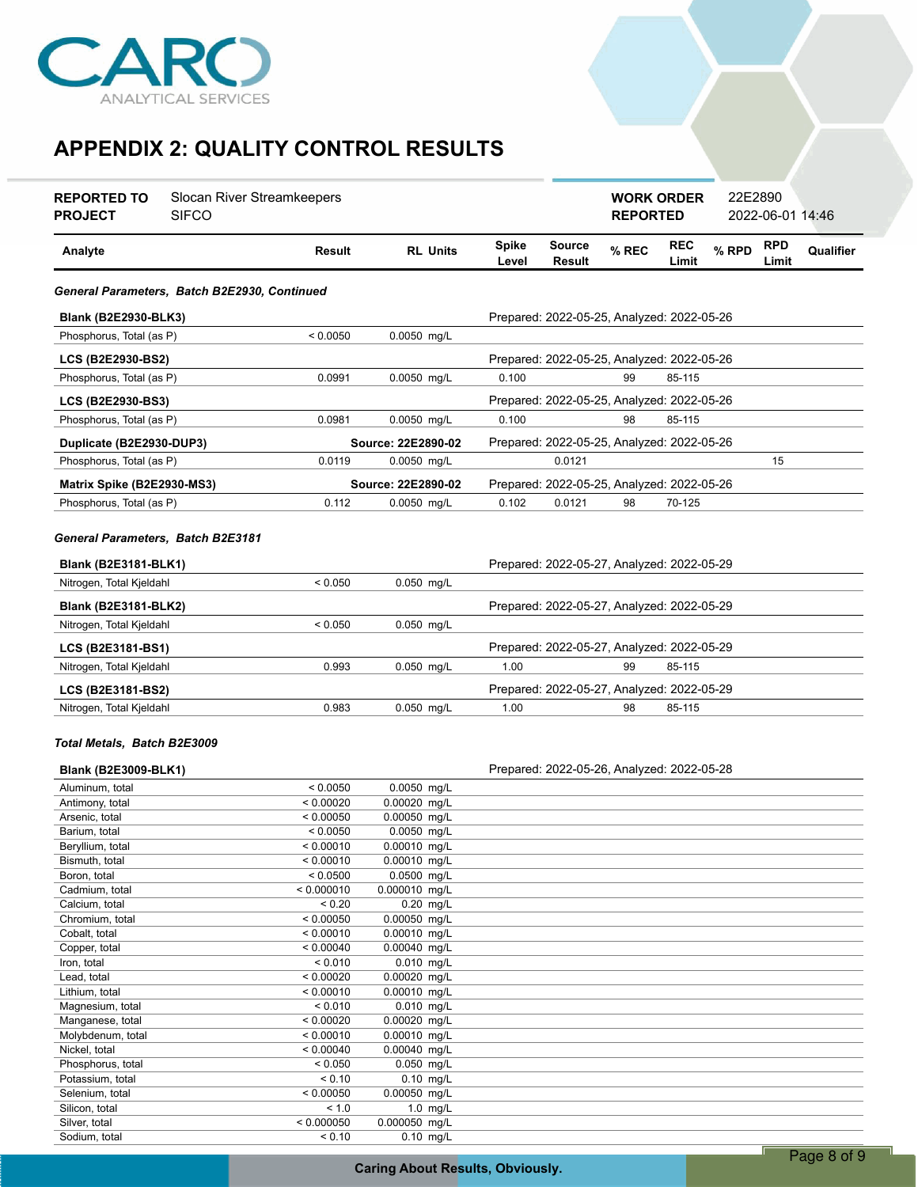## APPENDIX 2: QUALITY CONTROL RESULTS

| | | | |
|---|---|---|---|
| **REPORTED TO** | Slocan River Streamkeepers | **WORK ORDER** | 22E2890 |
| **PROJECT** | SIFCO | **REPORTED** | 2022-06-01 14:46 |

| Analyte | Result | RL | Units | Spike Level | Source Result | % REC | REC Limit | % RPD | RPD Limit | Qualifier |
|---|---|---|---|---|---|---|---|---|---|---|
| ***General Parameters, Batch B2E2930, Continued*** | | | | | | | | | | |
| **Blank (B2E2930-BLK3)** | | | | Prepared: 2022-05-25, Analyzed: 2022-05-26 | | | | | | |
| Phosphorus, Total (as P) | < 0.0050 | 0.0050 | mg/L | | | | | | | |
| **LCS (B2E2930-BS2)** | | | | Prepared: 2022-05-25, Analyzed: 2022-05-26 | | | | | | |
| Phosphorus, Total (as P) | 0.0991 | 0.0050 | mg/L | 0.100 | | 99 | 85-115 | | | |
| **LCS (B2E2930-BS3)** | | | | Prepared: 2022-05-25, Analyzed: 2022-05-26 | | | | | | |
| Phosphorus, Total (as P) | 0.0981 | 0.0050 | mg/L | 0.100 | | 98 | 85-115 | | | |
| **Duplicate (B2E2930-DUP3)** | | **Source: 22E2890-02** | | Prepared: 2022-05-25, Analyzed: 2022-05-26 | | | | | | |
| Phosphorus, Total (as P) | 0.0119 | 0.0050 | mg/L | | 0.0121 | | | | 15 | |
| **Matrix Spike (B2E2930-MS3)** | | **Source: 22E2890-02** | | Prepared: 2022-05-25, Analyzed: 2022-05-26 | | | | | | |
| Phosphorus, Total (as P) | 0.112 | 0.0050 | mg/L | 0.102 | 0.0121 | 98 | 70-125 | | | |
| ***General Parameters, Batch B2E3181*** | | | | | | | | | | |
| **Blank (B2E3181-BLK1)** | | | | Prepared: 2022-05-27, Analyzed: 2022-05-29 | | | | | | |
| Nitrogen, Total Kjeldahl | < 0.050 | 0.050 | mg/L | | | | | | | |
| **Blank (B2E3181-BLK2)** | | | | Prepared: 2022-05-27, Analyzed: 2022-05-29 | | | | | | |
| Nitrogen, Total Kjeldahl | < 0.050 | 0.050 | mg/L | | | | | | | |
| **LCS (B2E3181-BS1)** | | | | Prepared: 2022-05-27, Analyzed: 2022-05-29 | | | | | | |
| Nitrogen, Total Kjeldahl | 0.993 | 0.050 | mg/L | 1.00 | | 99 | 85-115 | | | |
| **LCS (B2E3181-BS2)** | | | | Prepared: 2022-05-27, Analyzed: 2022-05-29 | | | | | | |
| Nitrogen, Total Kjeldahl | 0.983 | 0.050 | mg/L | 1.00 | | 98 | 85-115 | | | |
| ***Total Metals, Batch B2E3009*** | | | | | | | | | | |
| **Blank (B2E3009-BLK1)** | | | | Prepared: 2022-05-26, Analyzed: 2022-05-28 | | | | | | |
| Aluminum, total | < 0.0050 | 0.0050 | mg/L | | | | | | | |
| Antimony, total | < 0.00020 | 0.00020 | mg/L | | | | | | | |
| Arsenic, total | < 0.00050 | 0.00050 | mg/L | | | | | | | |
| Barium, total | < 0.0050 | 0.0050 | mg/L | | | | | | | |
| Beryllium, total | < 0.00010 | 0.00010 | mg/L | | | | | | | |
| Bismuth, total | < 0.00010 | 0.00010 | mg/L | | | | | | | |
| Boron, total | < 0.0500 | 0.0500 | mg/L | | | | | | | |
| Cadmium, total | < 0.000010 | 0.000010 | mg/L | | | | | | | |
| Calcium, total | < 0.20 | 0.20 | mg/L | | | | | | | |
| Chromium, total | < 0.00050 | 0.00050 | mg/L | | | | | | | |
| Cobalt, total | < 0.00010 | 0.00010 | mg/L | | | | | | | |
| Copper, total | < 0.00040 | 0.00040 | mg/L | | | | | | | |
| Iron, total | < 0.010 | 0.010 | mg/L | | | | | | | |
| Lead, total | < 0.00020 | 0.00020 | mg/L | | | | | | | |
| Lithium, total | < 0.00010 | 0.00010 | mg/L | | | | | | | |
| Magnesium, total | < 0.010 | 0.010 | mg/L | | | | | | | |
| Manganese, total | < 0.00020 | 0.00020 | mg/L | | | | | | | |
| Molybdenum, total | < 0.00010 | 0.00010 | mg/L | | | | | | | |
| Nickel, total | < 0.00040 | 0.00040 | mg/L | | | | | | | |
| Phosphorus, total | < 0.050 | 0.050 | mg/L | | | | | | | |
| Potassium, total | < 0.10 | 0.10 | mg/L | | | | | | | |
| Selenium, total | < 0.00050 | 0.00050 | mg/L | | | | | | | |
| Silicon, total | < 1.0 | 1.0 | mg/L | | | | | | | |
| Silver, total | < 0.000050 | 0.000050 | mg/L | | | | | | | |
| Sodium, total | < 0.10 | 0.10 | mg/L | | | | | | | |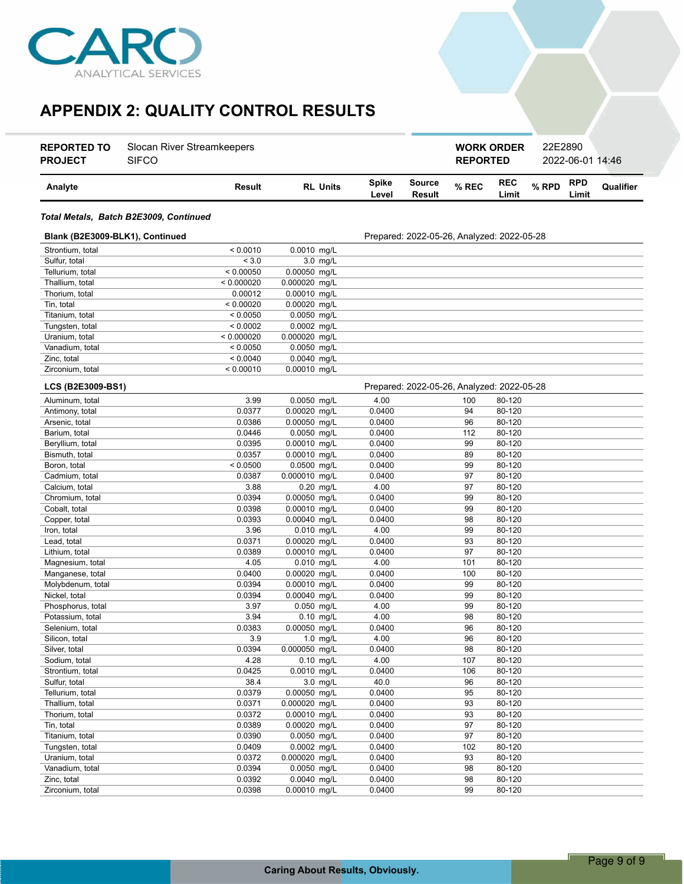## APPENDIX 2: QUALITY CONTROL RESULTS

**REPORTED TO** Slocan River Streamkeepers
**PROJECT** SIFCO

**WORK ORDER** 22E2890
**REPORTED** 2022-06-01 14:46

| Analyte | Result | RL | Units | Spike Level | Source Result | % REC | REC Limit | % RPD | RPD Limit | Qualifier |
|---|---|---|---|---|---|---|---|---|---|---|
| ***Total Metals, Batch B2E3009, Continued*** | | | | | | | | | | |
| **Blank (B2E3009-BLK1), Continued** | | | | Prepared: 2022-05-26, Analyzed: 2022-05-28 | | | | | | |
| Strontium, total | < 0.0010 | 0.0010 | mg/L | | | | | | | |
| Sulfur, total | < 3.0 | 3.0 | mg/L | | | | | | | |
| Tellurium, total | < 0.00050 | 0.00050 | mg/L | | | | | | | |
| Thallium, total | < 0.000020 | 0.000020 | mg/L | | | | | | | |
| Thorium, total | 0.00012 | 0.00010 | mg/L | | | | | | | |
| Tin, total | < 0.00020 | 0.00020 | mg/L | | | | | | | |
| Titanium, total | < 0.0050 | 0.0050 | mg/L | | | | | | | |
| Tungsten, total | < 0.0002 | 0.0002 | mg/L | | | | | | | |
| Uranium, total | < 0.000020 | 0.000020 | mg/L | | | | | | | |
| Vanadium, total | < 0.0050 | 0.0050 | mg/L | | | | | | | |
| Zinc, total | < 0.0040 | 0.0040 | mg/L | | | | | | | |
| Zirconium, total | < 0.00010 | 0.00010 | mg/L | | | | | | | |
| **LCS (B2E3009-BS1)** | | | | Prepared: 2022-05-26, Analyzed: 2022-05-28 | | | | | | |
| Aluminum, total | 3.99 | 0.0050 | mg/L | 4.00 | | 100 | 80-120 | | | |
| Antimony, total | 0.0377 | 0.00020 | mg/L | 0.0400 | | 94 | 80-120 | | | |
| Arsenic, total | 0.0386 | 0.00050 | mg/L | 0.0400 | | 96 | 80-120 | | | |
| Barium, total | 0.0446 | 0.0050 | mg/L | 0.0400 | | 112 | 80-120 | | | |
| Beryllium, total | 0.0395 | 0.00010 | mg/L | 0.0400 | | 99 | 80-120 | | | |
| Bismuth, total | 0.0357 | 0.00010 | mg/L | 0.0400 | | 89 | 80-120 | | | |
| Boron, total | < 0.0500 | 0.0500 | mg/L | 0.0400 | | 99 | 80-120 | | | |
| Cadmium, total | 0.0387 | 0.000010 | mg/L | 0.0400 | | 97 | 80-120 | | | |
| Calcium, total | 3.88 | 0.20 | mg/L | 4.00 | | 97 | 80-120 | | | |
| Chromium, total | 0.0394 | 0.00050 | mg/L | 0.0400 | | 99 | 80-120 | | | |
| Cobalt, total | 0.0398 | 0.00010 | mg/L | 0.0400 | | 99 | 80-120 | | | |
| Copper, total | 0.0393 | 0.00040 | mg/L | 0.0400 | | 98 | 80-120 | | | |
| Iron, total | 3.96 | 0.010 | mg/L | 4.00 | | 99 | 80-120 | | | |
| Lead, total | 0.0371 | 0.00020 | mg/L | 0.0400 | | 93 | 80-120 | | | |
| Lithium, total | 0.0389 | 0.00010 | mg/L | 0.0400 | | 97 | 80-120 | | | |
| Magnesium, total | 4.05 | 0.010 | mg/L | 4.00 | | 101 | 80-120 | | | |
| Manganese, total | 0.0400 | 0.00020 | mg/L | 0.0400 | | 100 | 80-120 | | | |
| Molybdenum, total | 0.0394 | 0.00010 | mg/L | 0.0400 | | 99 | 80-120 | | | |
| Nickel, total | 0.0394 | 0.00040 | mg/L | 0.0400 | | 99 | 80-120 | | | |
| Phosphorus, total | 3.97 | 0.050 | mg/L | 4.00 | | 99 | 80-120 | | | |
| Potassium, total | 3.94 | 0.10 | mg/L | 4.00 | | 98 | 80-120 | | | |
| Selenium, total | 0.0383 | 0.00050 | mg/L | 0.0400 | | 96 | 80-120 | | | |
| Silicon, total | 3.9 | 1.0 | mg/L | 4.00 | | 96 | 80-120 | | | |
| Silver, total | 0.0394 | 0.000050 | mg/L | 0.0400 | | 98 | 80-120 | | | |
| Sodium, total | 4.28 | 0.10 | mg/L | 4.00 | | 107 | 80-120 | | | |
| Strontium, total | 0.0425 | 0.0010 | mg/L | 0.0400 | | 106 | 80-120 | | | |
| Sulfur, total | 38.4 | 3.0 | mg/L | 40.0 | | 96 | 80-120 | | | |
| Tellurium, total | 0.0379 | 0.00050 | mg/L | 0.0400 | | 95 | 80-120 | | | |
| Thallium, total | 0.0371 | 0.000020 | mg/L | 0.0400 | | 93 | 80-120 | | | |
| Thorium, total | 0.0372 | 0.00010 | mg/L | 0.0400 | | 93 | 80-120 | | | |
| Tin, total | 0.0389 | 0.00020 | mg/L | 0.0400 | | 97 | 80-120 | | | |
| Titanium, total | 0.0390 | 0.0050 | mg/L | 0.0400 | | 97 | 80-120 | | | |
| Tungsten, total | 0.0409 | 0.0002 | mg/L | 0.0400 | | 102 | 80-120 | | | |
| Uranium, total | 0.0372 | 0.000020 | mg/L | 0.0400 | | 93 | 80-120 | | | |
| Vanadium, total | 0.0394 | 0.0050 | mg/L | 0.0400 | | 98 | 80-120 | | | |
| Zinc, total | 0.0392 | 0.0040 | mg/L | 0.0400 | | 98 | 80-120 | | | |
| Zirconium, total | 0.0398 | 0.00010 | mg/L | 0.0400 | | 99 | 80-120 | | | |

Caring About Results, Obviously.